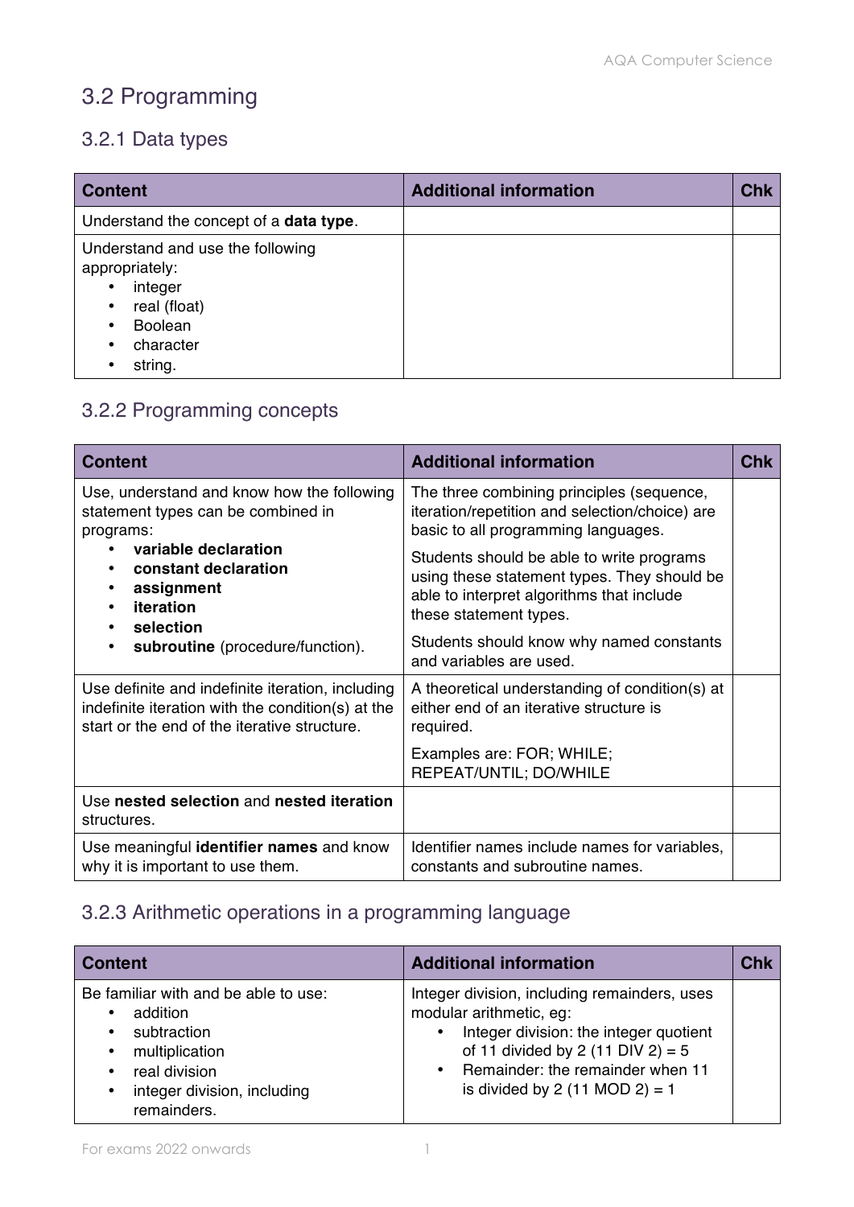# 3.2 Programming

## 3.2.1 Data types

| Content | Additional information | Chk |
|---|---|---|
| Understand the concept of a **data type**. | | |
| Understand and use the following appropriately:<br>• integer<br>• real (float)<br>• Boolean<br>• character<br>• string. | | |

## 3.2.2 Programming concepts

| Content | Additional information | Chk |
|---|---|---|
| Use, understand and know how the following statement types can be combined in programs:<br>• **variable declaration**<br>• **constant declaration**<br>• **assignment**<br>• **iteration**<br>• **selection**<br>• **subroutine** (procedure/function). | The three combining principles (sequence, iteration/repetition and selection/choice) are basic to all programming languages.<br><br>Students should be able to write programs using these statement types. They should be able to interpret algorithms that include these statement types.<br><br>Students should know why named constants and variables are used. | |
| Use definite and indefinite iteration, including indefinite iteration with the condition(s) at the start or the end of the iterative structure. | A theoretical understanding of condition(s) at either end of an iterative structure is required.<br><br>Examples are: FOR; WHILE; REPEAT/UNTIL; DO/WHILE | |
| Use **nested selection** and **nested iteration** structures. | | |
| Use meaningful **identifier names** and know why it is important to use them. | Identifier names include names for variables, constants and subroutine names. | |

## 3.2.3 Arithmetic operations in a programming language

| Content | Additional information | Chk |
|---|---|---|
| Be familiar with and be able to use:<br>• addition<br>• subtraction<br>• multiplication<br>• real division<br>• integer division, including remainders. | Integer division, including remainders, uses modular arithmetic, eg:<br>• Integer division: the integer quotient of 11 divided by 2 (11 DIV 2) = 5<br>• Remainder: the remainder when 11 is divided by 2 (11 MOD 2) = 1 | |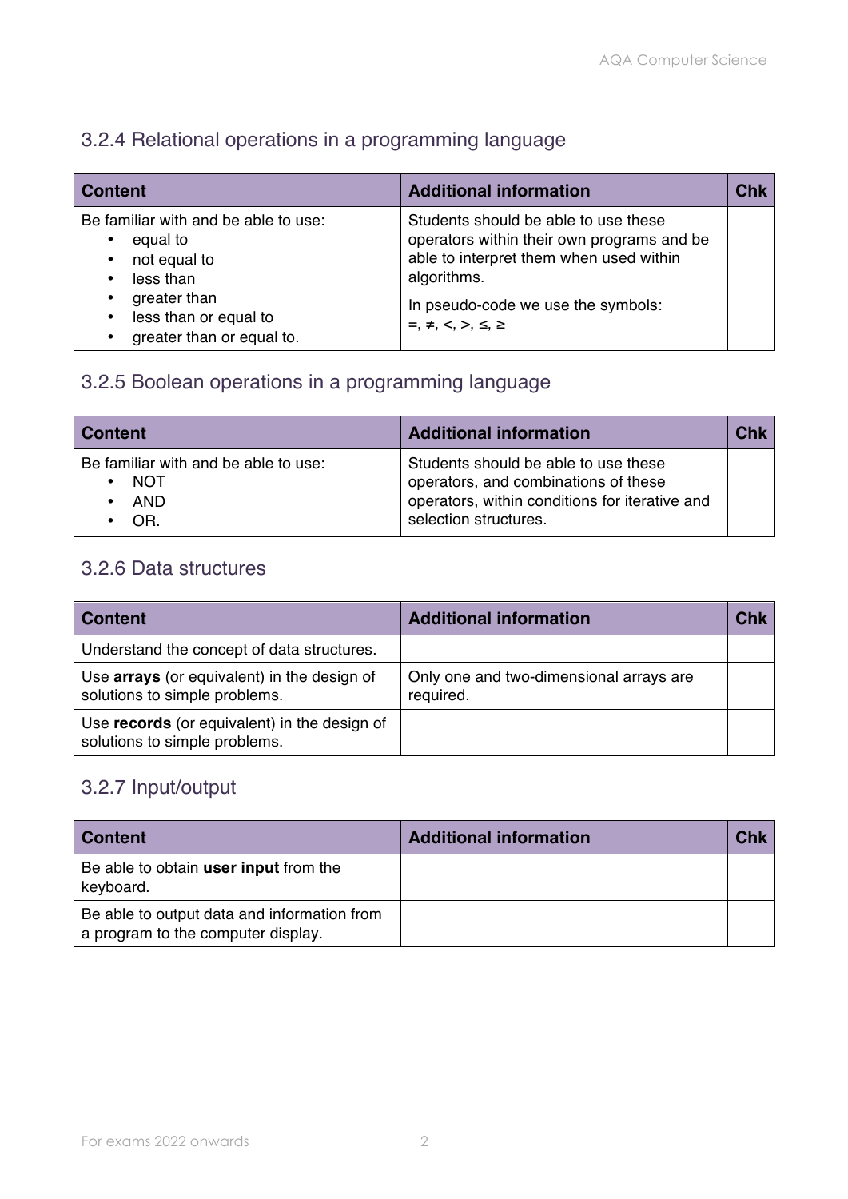### 3.2.4 Relational operations in a programming language

| Content | Additional information | Chk |
|---|---|---|
| Be familiar with and be able to use:<br>• equal to<br>• not equal to<br>• less than<br>• greater than<br>• less than or equal to<br>• greater than or equal to. | Students should be able to use these operators within their own programs and be able to interpret them when used within algorithms.<br><br>In pseudo-code we use the symbols:<br>=, ≠, <, >, ≤, ≥ | |

### 3.2.5 Boolean operations in a programming language

| Content | Additional information | Chk |
|---|---|---|
| Be familiar with and be able to use:<br>• NOT<br>• AND<br>• OR. | Students should be able to use these operators, and combinations of these operators, within conditions for iterative and selection structures. | |

### 3.2.6 Data structures

| Content | Additional information | Chk |
|---|---|---|
| Understand the concept of data structures. | | |
| Use **arrays** (or equivalent) in the design of solutions to simple problems. | Only one and two-dimensional arrays are required. | |
| Use **records** (or equivalent) in the design of solutions to simple problems. | | |

### 3.2.7 Input/output

| Content | Additional information | Chk |
|---|---|---|
| Be able to obtain **user input** from the keyboard. | | |
| Be able to output data and information from a program to the computer display. | | |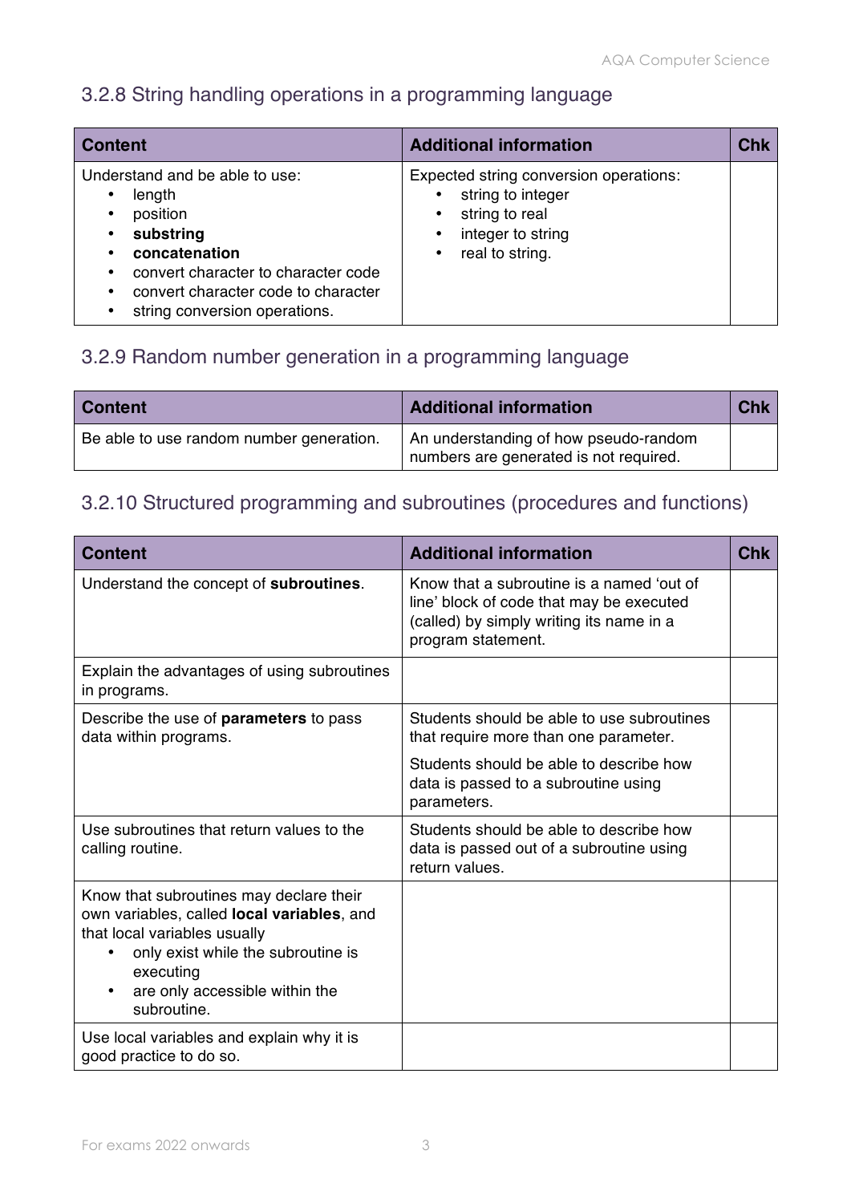## 3.2.8 String handling operations in a programming language

| Content | Additional information | Chk |
| --- | --- | --- |
| Understand and be able to use:<br>• length<br>• position<br>• **substring**<br>• **concatenation**<br>• convert character to character code<br>• convert character code to character<br>• string conversion operations. | Expected string conversion operations:<br>• string to integer<br>• string to real<br>• integer to string<br>• real to string. | |

## 3.2.9 Random number generation in a programming language

| Content | Additional information | Chk |
| --- | --- | --- |
| Be able to use random number generation. | An understanding of how pseudo-random numbers are generated is not required. | |

## 3.2.10 Structured programming and subroutines (procedures and functions)

| Content | Additional information | Chk |
| --- | --- | --- |
| Understand the concept of **subroutines**. | Know that a subroutine is a named 'out of line' block of code that may be executed (called) by simply writing its name in a program statement. | |
| Explain the advantages of using subroutines in programs. | | |
| Describe the use of **parameters** to pass data within programs. | Students should be able to use subroutines that require more than one parameter.<br><br>Students should be able to describe how data is passed to a subroutine using parameters. | |
| Use subroutines that return values to the calling routine. | Students should be able to describe how data is passed out of a subroutine using return values. | |
| Know that subroutines may declare their own variables, called **local variables**, and that local variables usually<br>• only exist while the subroutine is executing<br>• are only accessible within the subroutine. | | |
| Use local variables and explain why it is good practice to do so. | | |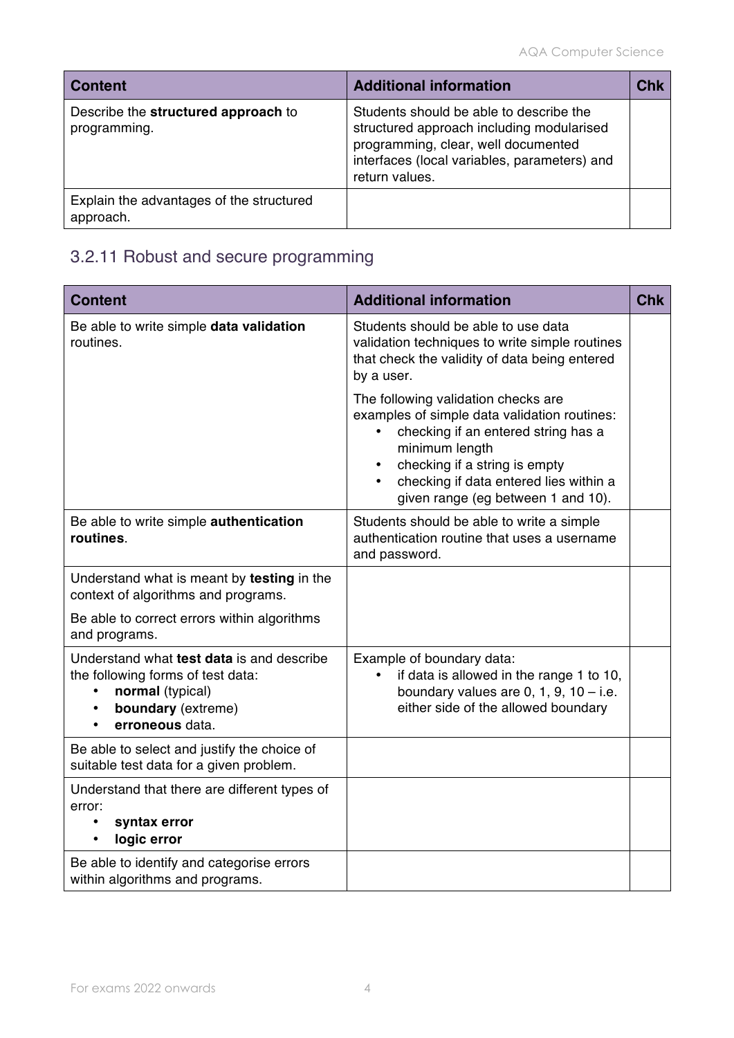| Content | Additional information | Chk |
|---|---|---|
| Describe the **structured approach** to programming. | Students should be able to describe the structured approach including modularised programming, clear, well documented interfaces (local variables, parameters) and return values. | |
| Explain the advantages of the structured approach. | | |

## 3.2.11 Robust and secure programming

| Content | Additional information | Chk |
|---|---|---|
| Be able to write simple **data validation** routines. | Students should be able to use data validation techniques to write simple routines that check the validity of data being entered by a user.<br><br>The following validation checks are examples of simple data validation routines:<br>• checking if an entered string has a minimum length<br>• checking if a string is empty<br>• checking if data entered lies within a given range (eg between 1 and 10). | |
| Be able to write simple **authentication routines**. | Students should be able to write a simple authentication routine that uses a username and password. | |
| Understand what is meant by **testing** in the context of algorithms and programs.<br><br>Be able to correct errors within algorithms and programs. | | |
| Understand what **test data** is and describe the following forms of test data:<br>• **normal** (typical)<br>• **boundary** (extreme)<br>• **erroneous** data. | Example of boundary data:<br>• if data is allowed in the range 1 to 10, boundary values are 0, 1, 9, 10 – i.e. either side of the allowed boundary | |
| Be able to select and justify the choice of suitable test data for a given problem. | | |
| Understand that there are different types of error:<br>• **syntax error**<br>• **logic error** | | |
| Be able to identify and categorise errors within algorithms and programs. | | |